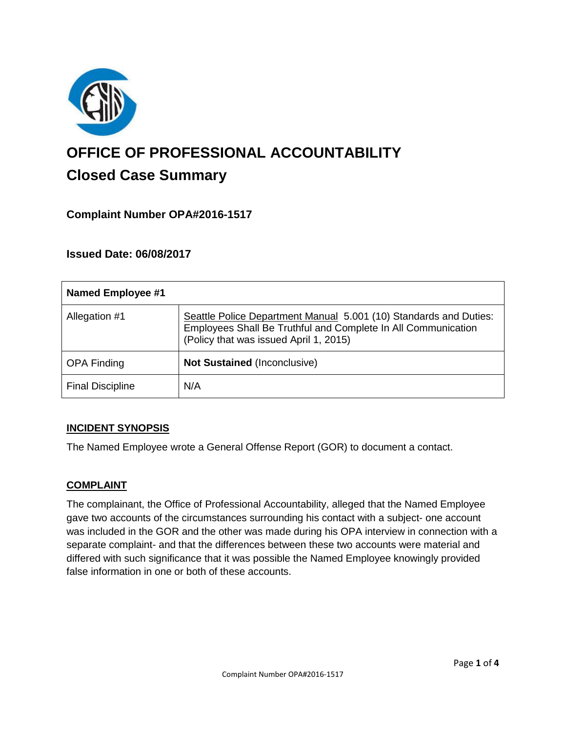# OFFICE OF PROFESSIONAL ACCOUNTABILITY

## Closed Case Summary

### Complaint Number OPA#2016-1517

### Issued Date: 06/08/2017

| **Named Employee #1** | |
|---|---|
| Allegation #1 | Seattle Police Department Manual 5.001 (10) Standards and Duties: Employees Shall Be Truthful and Complete In All Communication (Policy that was issued April 1, 2015) |
| OPA Finding | **Not Sustained** (Inconclusive) |
| Final Discipline | N/A |

**INCIDENT SYNOPSIS**

The Named Employee wrote a General Offense Report (GOR) to document a contact.

**COMPLAINT**

The complainant, the Office of Professional Accountability, alleged that the Named Employee gave two accounts of the circumstances surrounding his contact with a subject- one account was included in the GOR and the other was made during his OPA interview in connection with a separate complaint- and that the differences between these two accounts were material and differed with such significance that it was possible the Named Employee knowingly provided false information in one or both of these accounts.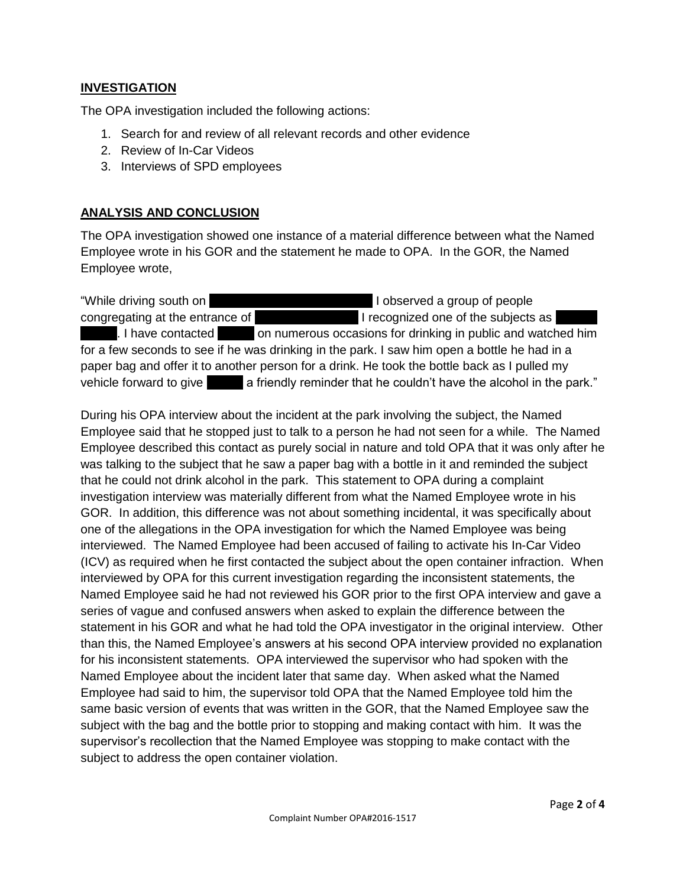## INVESTIGATION

The OPA investigation included the following actions:

1. Search for and review of all relevant records and other evidence
2. Review of In-Car Videos
3. Interviews of SPD employees

## ANALYSIS AND CONCLUSION

The OPA investigation showed one instance of a material difference between what the Named Employee wrote in his GOR and the statement he made to OPA. In the GOR, the Named Employee wrote,

"While driving south on [REDACTED] I observed a group of people congregating at the entrance of [REDACTED] I recognized one of the subjects as [REDACTED] [REDACTED]. I have contacted [REDACTED] on numerous occasions for drinking in public and watched him for a few seconds to see if he was drinking in the park. I saw him open a bottle he had in a paper bag and offer it to another person for a drink. He took the bottle back as I pulled my vehicle forward to give [REDACTED] a friendly reminder that he couldn't have the alcohol in the park."

During his OPA interview about the incident at the park involving the subject, the Named Employee said that he stopped just to talk to a person he had not seen for a while. The Named Employee described this contact as purely social in nature and told OPA that it was only after he was talking to the subject that he saw a paper bag with a bottle in it and reminded the subject that he could not drink alcohol in the park. This statement to OPA during a complaint investigation interview was materially different from what the Named Employee wrote in his GOR. In addition, this difference was not about something incidental, it was specifically about one of the allegations in the OPA investigation for which the Named Employee was being interviewed. The Named Employee had been accused of failing to activate his In-Car Video (ICV) as required when he first contacted the subject about the open container infraction. When interviewed by OPA for this current investigation regarding the inconsistent statements, the Named Employee said he had not reviewed his GOR prior to the first OPA interview and gave a series of vague and confused answers when asked to explain the difference between the statement in his GOR and what he had told the OPA investigator in the original interview. Other than this, the Named Employee's answers at his second OPA interview provided no explanation for his inconsistent statements. OPA interviewed the supervisor who had spoken with the Named Employee about the incident later that same day. When asked what the Named Employee had said to him, the supervisor told OPA that the Named Employee told him the same basic version of events that was written in the GOR, that the Named Employee saw the subject with the bag and the bottle prior to stopping and making contact with him. It was the supervisor's recollection that the Named Employee was stopping to make contact with the subject to address the open container violation.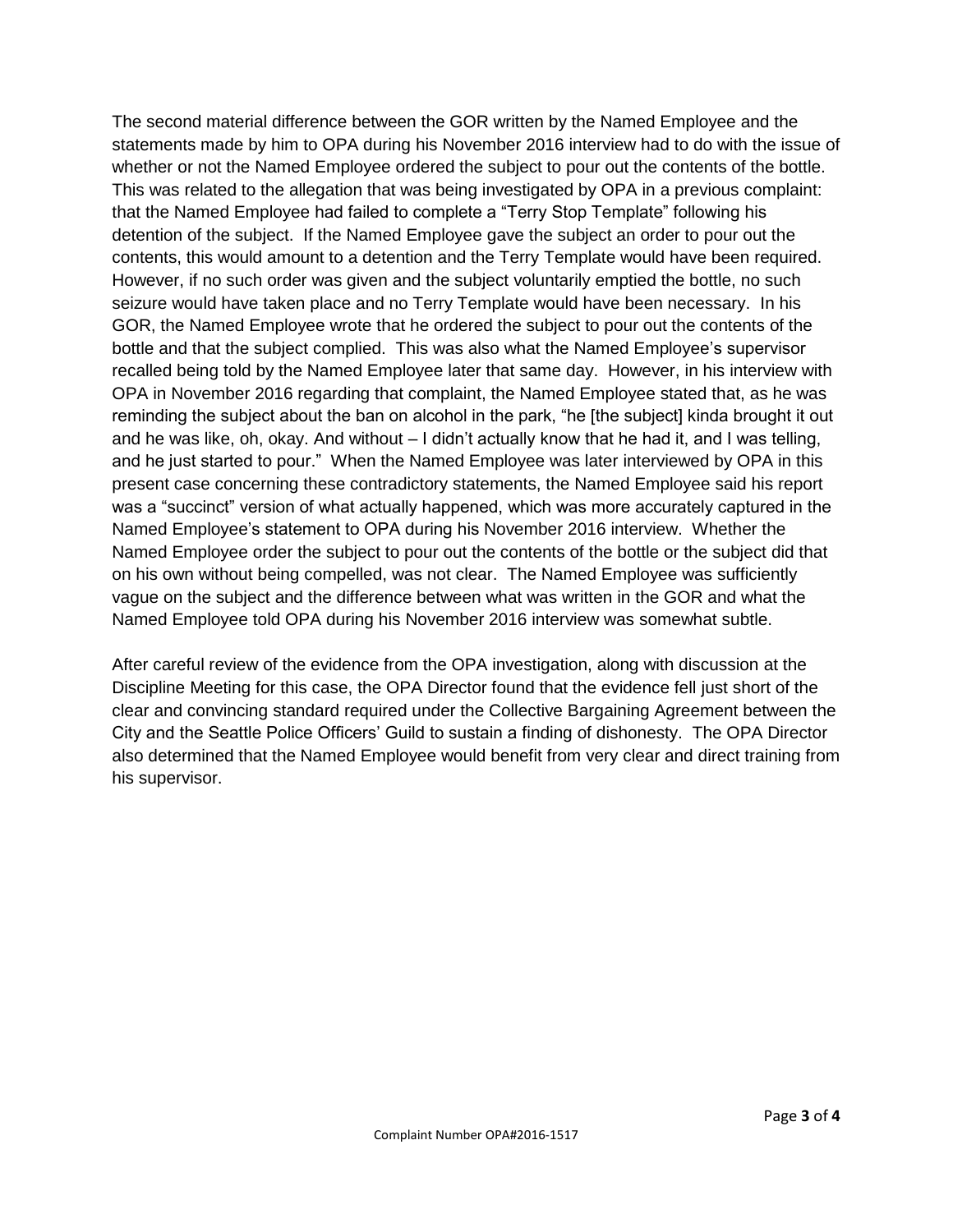The second material difference between the GOR written by the Named Employee and the statements made by him to OPA during his November 2016 interview had to do with the issue of whether or not the Named Employee ordered the subject to pour out the contents of the bottle. This was related to the allegation that was being investigated by OPA in a previous complaint: that the Named Employee had failed to complete a "Terry Stop Template" following his detention of the subject. If the Named Employee gave the subject an order to pour out the contents, this would amount to a detention and the Terry Template would have been required. However, if no such order was given and the subject voluntarily emptied the bottle, no such seizure would have taken place and no Terry Template would have been necessary. In his GOR, the Named Employee wrote that he ordered the subject to pour out the contents of the bottle and that the subject complied. This was also what the Named Employee's supervisor recalled being told by the Named Employee later that same day. However, in his interview with OPA in November 2016 regarding that complaint, the Named Employee stated that, as he was reminding the subject about the ban on alcohol in the park, "he [the subject] kinda brought it out and he was like, oh, okay. And without – I didn't actually know that he had it, and I was telling, and he just started to pour." When the Named Employee was later interviewed by OPA in this present case concerning these contradictory statements, the Named Employee said his report was a "succinct" version of what actually happened, which was more accurately captured in the Named Employee's statement to OPA during his November 2016 interview. Whether the Named Employee order the subject to pour out the contents of the bottle or the subject did that on his own without being compelled, was not clear. The Named Employee was sufficiently vague on the subject and the difference between what was written in the GOR and what the Named Employee told OPA during his November 2016 interview was somewhat subtle.

After careful review of the evidence from the OPA investigation, along with discussion at the Discipline Meeting for this case, the OPA Director found that the evidence fell just short of the clear and convincing standard required under the Collective Bargaining Agreement between the City and the Seattle Police Officers' Guild to sustain a finding of dishonesty. The OPA Director also determined that the Named Employee would benefit from very clear and direct training from his supervisor.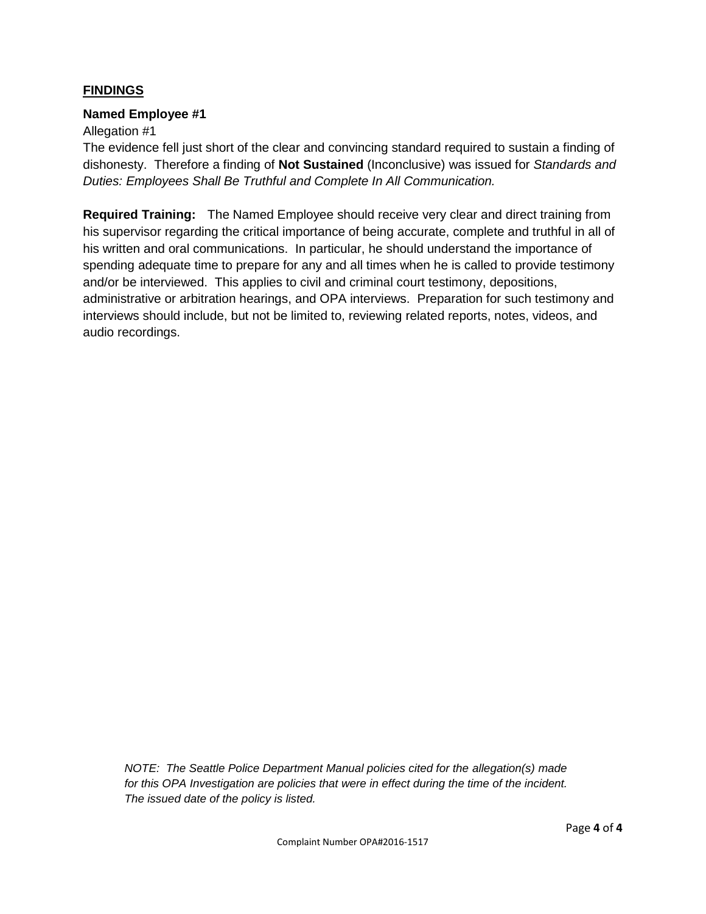## FINDINGS

### Named Employee #1

Allegation #1

The evidence fell just short of the clear and convincing standard required to sustain a finding of dishonesty. Therefore a finding of **Not Sustained** (Inconclusive) was issued for *Standards and Duties: Employees Shall Be Truthful and Complete In All Communication.*

**Required Training:** The Named Employee should receive very clear and direct training from his supervisor regarding the critical importance of being accurate, complete and truthful in all of his written and oral communications. In particular, he should understand the importance of spending adequate time to prepare for any and all times when he is called to provide testimony and/or be interviewed. This applies to civil and criminal court testimony, depositions, administrative or arbitration hearings, and OPA interviews. Preparation for such testimony and interviews should include, but not be limited to, reviewing related reports, notes, videos, and audio recordings.

*NOTE: The Seattle Police Department Manual policies cited for the allegation(s) made for this OPA Investigation are policies that were in effect during the time of the incident. The issued date of the policy is listed.*

Complaint Number OPA#2016-1517